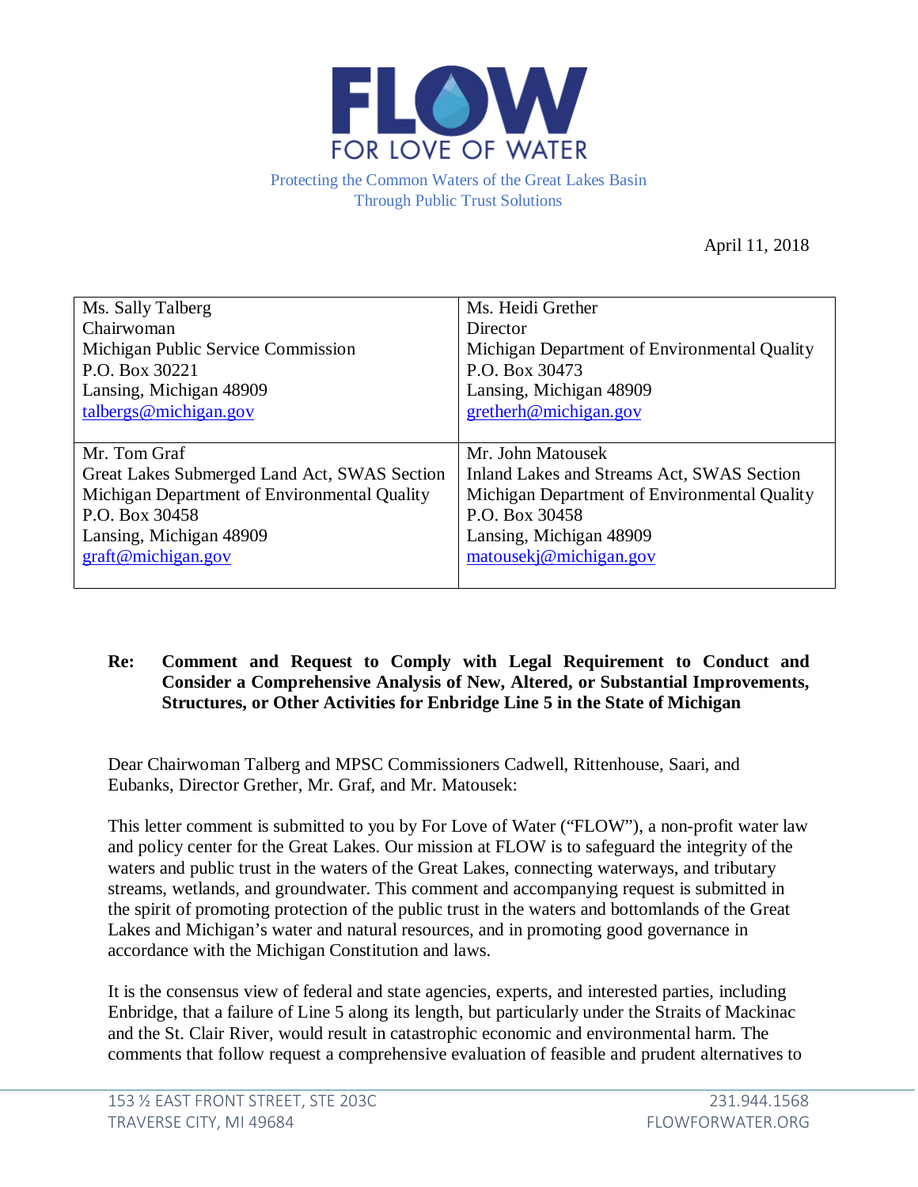# FLOW

FOR LOVE OF WATER

Protecting the Common Waters of the Great Lakes Basin
Through Public Trust Solutions

April 11, 2018

| Ms. Sally Talberg<br>Chairwoman<br>Michigan Public Service Commission<br>P.O. Box 30221<br>Lansing, Michigan 48909<br>talbergs@michigan.gov | Ms. Heidi Grether<br>Director<br>Michigan Department of Environmental Quality<br>P.O. Box 30473<br>Lansing, Michigan 48909<br>gretherh@michigan.gov |
|---|---|
| Mr. Tom Graf<br>Great Lakes Submerged Land Act, SWAS Section<br>Michigan Department of Environmental Quality<br>P.O. Box 30458<br>Lansing, Michigan 48909<br>graft@michigan.gov | Mr. John Matousek<br>Inland Lakes and Streams Act, SWAS Section<br>Michigan Department of Environmental Quality<br>P.O. Box 30458<br>Lansing, Michigan 48909<br>matousekj@michigan.gov |

**Re: Comment and Request to Comply with Legal Requirement to Conduct and Consider a Comprehensive Analysis of New, Altered, or Substantial Improvements, Structures, or Other Activities for Enbridge Line 5 in the State of Michigan**

Dear Chairwoman Talberg and MPSC Commissioners Cadwell, Rittenhouse, Saari, and Eubanks, Director Grether, Mr. Graf, and Mr. Matousek:

This letter comment is submitted to you by For Love of Water ("FLOW"), a non-profit water law and policy center for the Great Lakes. Our mission at FLOW is to safeguard the integrity of the waters and public trust in the waters of the Great Lakes, connecting waterways, and tributary streams, wetlands, and groundwater. This comment and accompanying request is submitted in the spirit of promoting protection of the public trust in the waters and bottomlands of the Great Lakes and Michigan's water and natural resources, and in promoting good governance in accordance with the Michigan Constitution and laws.

It is the consensus view of federal and state agencies, experts, and interested parties, including Enbridge, that a failure of Line 5 along its length, but particularly under the Straits of Mackinac and the St. Clair River, would result in catastrophic economic and environmental harm. The comments that follow request a comprehensive evaluation of feasible and prudent alternatives to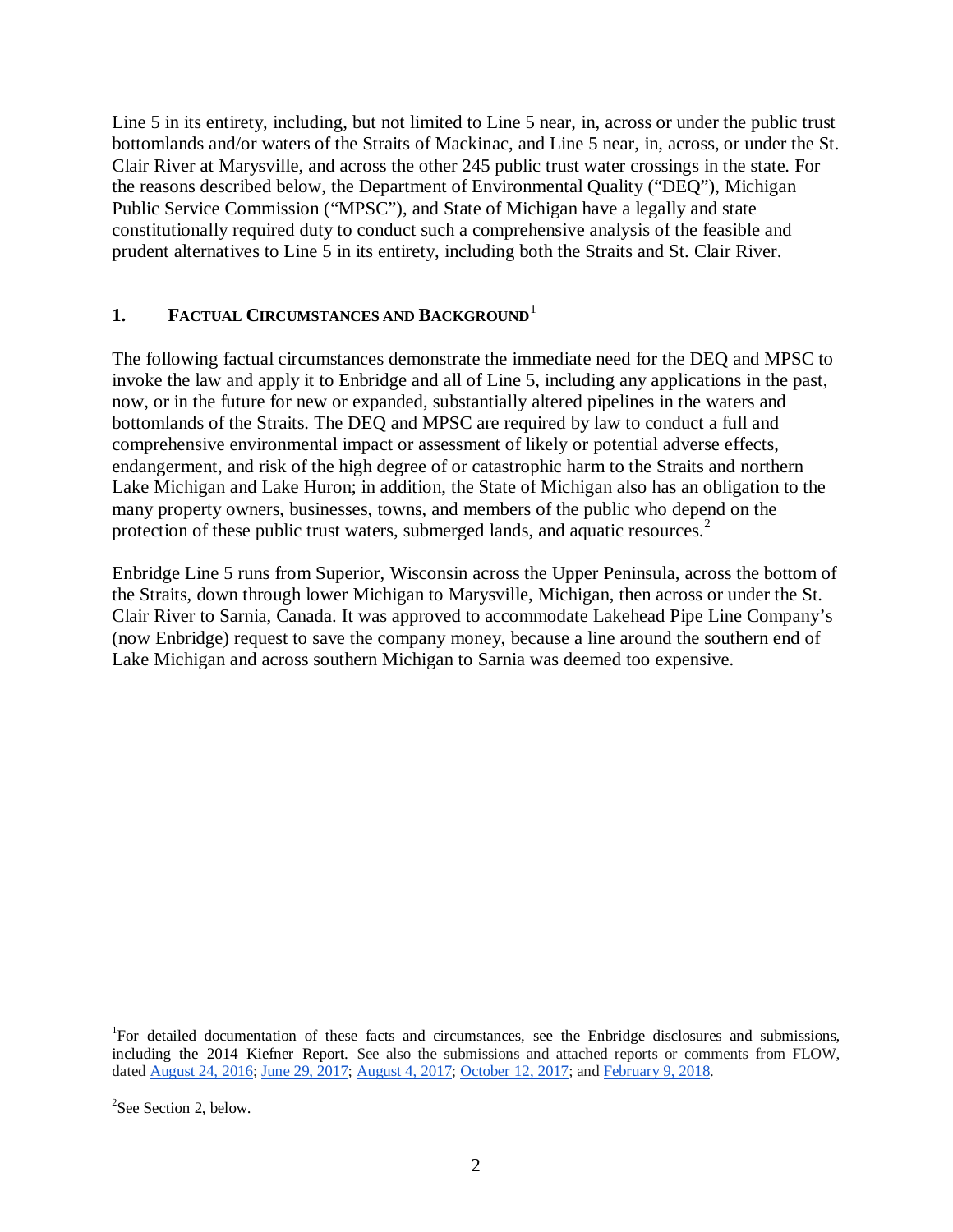Line 5 in its entirety, including, but not limited to Line 5 near, in, across or under the public trust bottomlands and/or waters of the Straits of Mackinac, and Line 5 near, in, across, or under the St. Clair River at Marysville, and across the other 245 public trust water crossings in the state. For the reasons described below, the Department of Environmental Quality ("DEQ"), Michigan Public Service Commission ("MPSC"), and State of Michigan have a legally and state constitutionally required duty to conduct such a comprehensive analysis of the feasible and prudent alternatives to Line 5 in its entirety, including both the Straits and St. Clair River.

## 1. Factual Circumstances and Background[1]

The following factual circumstances demonstrate the immediate need for the DEQ and MPSC to invoke the law and apply it to Enbridge and all of Line 5, including any applications in the past, now, or in the future for new or expanded, substantially altered pipelines in the waters and bottomlands of the Straits. The DEQ and MPSC are required by law to conduct a full and comprehensive environmental impact or assessment of likely or potential adverse effects, endangerment, and risk of the high degree of or catastrophic harm to the Straits and northern Lake Michigan and Lake Huron; in addition, the State of Michigan also has an obligation to the many property owners, businesses, towns, and members of the public who depend on the protection of these public trust waters, submerged lands, and aquatic resources.[2]

Enbridge Line 5 runs from Superior, Wisconsin across the Upper Peninsula, across the bottom of the Straits, down through lower Michigan to Marysville, Michigan, then across or under the St. Clair River to Sarnia, Canada. It was approved to accommodate Lakehead Pipe Line Company's (now Enbridge) request to save the company money, because a line around the southern end of Lake Michigan and across southern Michigan to Sarnia was deemed too expensive.

---

[1] For detailed documentation of these facts and circumstances, see the Enbridge disclosures and submissions, including the 2014 Kiefner Report. See also the submissions and attached reports or comments from FLOW, dated August 24, 2016; June 29, 2017; August 4, 2017; October 12, 2017; and February 9, 2018.

[2] See Section 2, below.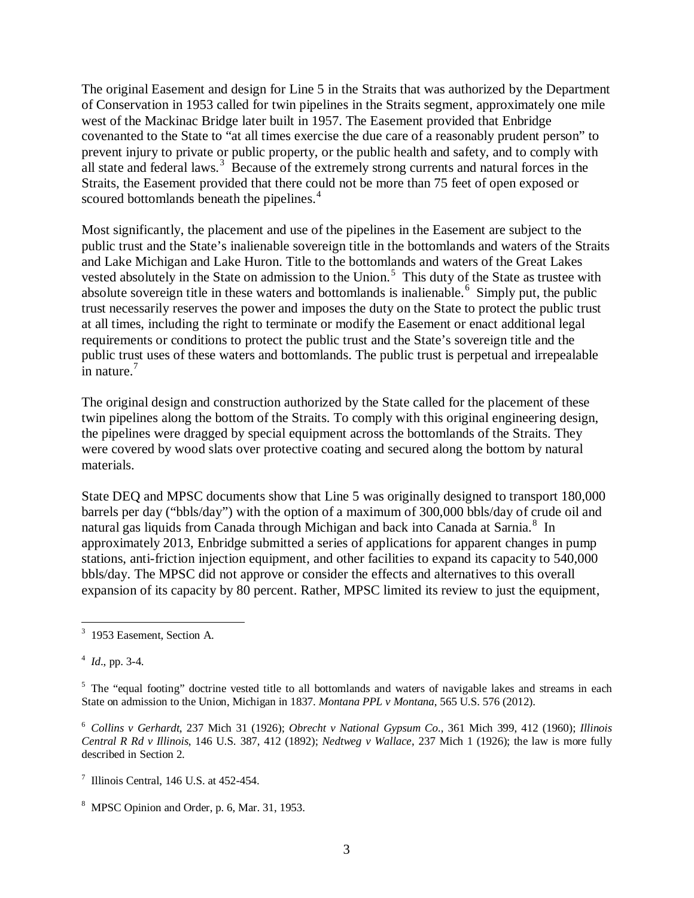The original Easement and design for Line 5 in the Straits that was authorized by the Department of Conservation in 1953 called for twin pipelines in the Straits segment, approximately one mile west of the Mackinac Bridge later built in 1957. The Easement provided that Enbridge covenanted to the State to "at all times exercise the due care of a reasonably prudent person" to prevent injury to private or public property, or the public health and safety, and to comply with all state and federal laws.[3] Because of the extremely strong currents and natural forces in the Straits, the Easement provided that there could not be more than 75 feet of open exposed or scoured bottomlands beneath the pipelines.[4]

Most significantly, the placement and use of the pipelines in the Easement are subject to the public trust and the State's inalienable sovereign title in the bottomlands and waters of the Straits and Lake Michigan and Lake Huron. Title to the bottomlands and waters of the Great Lakes vested absolutely in the State on admission to the Union.[5] This duty of the State as trustee with absolute sovereign title in these waters and bottomlands is inalienable.[6] Simply put, the public trust necessarily reserves the power and imposes the duty on the State to protect the public trust at all times, including the right to terminate or modify the Easement or enact additional legal requirements or conditions to protect the public trust and the State's sovereign title and the public trust uses of these waters and bottomlands. The public trust is perpetual and irrepealable in nature.[7]

The original design and construction authorized by the State called for the placement of these twin pipelines along the bottom of the Straits. To comply with this original engineering design, the pipelines were dragged by special equipment across the bottomlands of the Straits. They were covered by wood slats over protective coating and secured along the bottom by natural materials.

State DEQ and MPSC documents show that Line 5 was originally designed to transport 180,000 barrels per day ("bbls/day") with the option of a maximum of 300,000 bbls/day of crude oil and natural gas liquids from Canada through Michigan and back into Canada at Sarnia.[8] In approximately 2013, Enbridge submitted a series of applications for apparent changes in pump stations, anti-friction injection equipment, and other facilities to expand its capacity to 540,000 bbls/day. The MPSC did not approve or consider the effects and alternatives to this overall expansion of its capacity by 80 percent. Rather, MPSC limited its review to just the equipment,

---

[3] 1953 Easement, Section A.

[4] *Id*., pp. 3-4.

[5] The "equal footing" doctrine vested title to all bottomlands and waters of navigable lakes and streams in each State on admission to the Union, Michigan in 1837. *Montana PPL v Montana*, 565 U.S. 576 (2012).

[6] *Collins v Gerhardt*, 237 Mich 31 (1926); *Obrecht v National Gypsum Co.*, 361 Mich 399, 412 (1960); *Illinois Central R Rd v Illinois*, 146 U.S. 387, 412 (1892); *Nedtweg v Wallace*, 237 Mich 1 (1926); the law is more fully described in Section 2.

[7] Illinois Central, 146 U.S. at 452-454.

[8] MPSC Opinion and Order, p. 6, Mar. 31, 1953.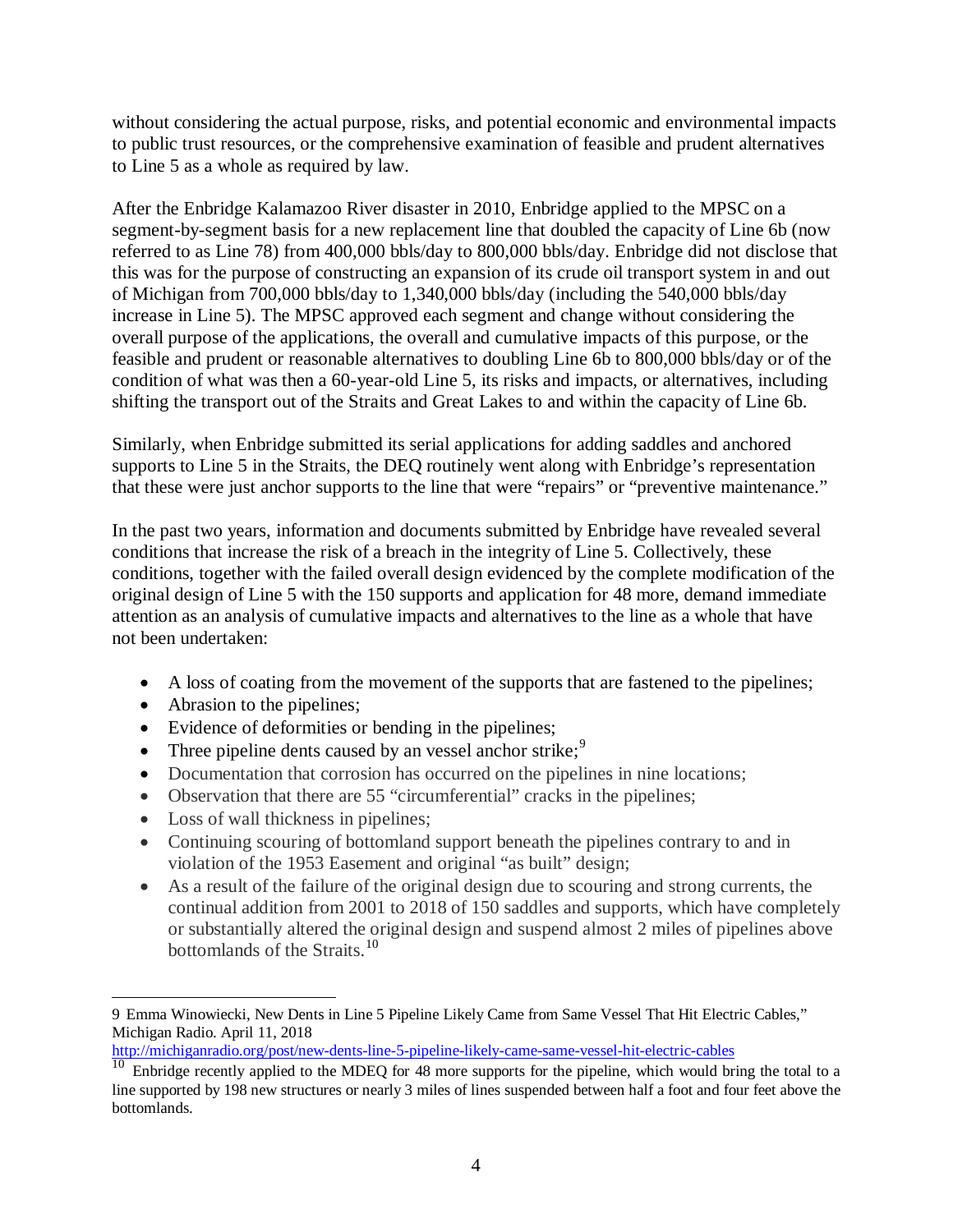without considering the actual purpose, risks, and potential economic and environmental impacts to public trust resources, or the comprehensive examination of feasible and prudent alternatives to Line 5 as a whole as required by law.

After the Enbridge Kalamazoo River disaster in 2010, Enbridge applied to the MPSC on a segment-by-segment basis for a new replacement line that doubled the capacity of Line 6b (now referred to as Line 78) from 400,000 bbls/day to 800,000 bbls/day. Enbridge did not disclose that this was for the purpose of constructing an expansion of its crude oil transport system in and out of Michigan from 700,000 bbls/day to 1,340,000 bbls/day (including the 540,000 bbls/day increase in Line 5). The MPSC approved each segment and change without considering the overall purpose of the applications, the overall and cumulative impacts of this purpose, or the feasible and prudent or reasonable alternatives to doubling Line 6b to 800,000 bbls/day or of the condition of what was then a 60-year-old Line 5, its risks and impacts, or alternatives, including shifting the transport out of the Straits and Great Lakes to and within the capacity of Line 6b.

Similarly, when Enbridge submitted its serial applications for adding saddles and anchored supports to Line 5 in the Straits, the DEQ routinely went along with Enbridge's representation that these were just anchor supports to the line that were "repairs" or "preventive maintenance."

In the past two years, information and documents submitted by Enbridge have revealed several conditions that increase the risk of a breach in the integrity of Line 5. Collectively, these conditions, together with the failed overall design evidenced by the complete modification of the original design of Line 5 with the 150 supports and application for 48 more, demand immediate attention as an analysis of cumulative impacts and alternatives to the line as a whole that have not been undertaken:

- A loss of coating from the movement of the supports that are fastened to the pipelines;
- Abrasion to the pipelines;
- Evidence of deformities or bending in the pipelines;
- Three pipeline dents caused by an vessel anchor strike;[9]
- Documentation that corrosion has occurred on the pipelines in nine locations;
- Observation that there are 55 "circumferential" cracks in the pipelines;
- Loss of wall thickness in pipelines;
- Continuing scouring of bottomland support beneath the pipelines contrary to and in violation of the 1953 Easement and original "as built" design;
- As a result of the failure of the original design due to scouring and strong currents, the continual addition from 2001 to 2018 of 150 saddles and supports, which have completely or substantially altered the original design and suspend almost 2 miles of pipelines above bottomlands of the Straits.[10]

---

9 Emma Winowiecki, New Dents in Line 5 Pipeline Likely Came from Same Vessel That Hit Electric Cables," Michigan Radio. April 11, 2018 http://michiganradio.org/post/new-dents-line-5-pipeline-likely-came-same-vessel-hit-electric-cables

10 Enbridge recently applied to the MDEQ for 48 more supports for the pipeline, which would bring the total to a line supported by 198 new structures or nearly 3 miles of lines suspended between half a foot and four feet above the bottomlands.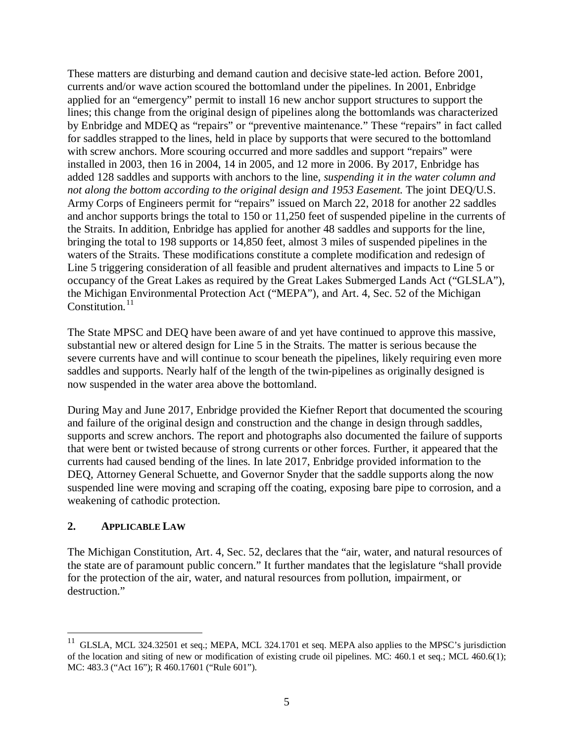These matters are disturbing and demand caution and decisive state-led action. Before 2001, currents and/or wave action scoured the bottomland under the pipelines. In 2001, Enbridge applied for an "emergency" permit to install 16 new anchor support structures to support the lines; this change from the original design of pipelines along the bottomlands was characterized by Enbridge and MDEQ as "repairs" or "preventive maintenance." These "repairs" in fact called for saddles strapped to the lines, held in place by supports that were secured to the bottomland with screw anchors. More scouring occurred and more saddles and support "repairs" were installed in 2003, then 16 in 2004, 14 in 2005, and 12 more in 2006. By 2017, Enbridge has added 128 saddles and supports with anchors to the line, *suspending it in the water column and not along the bottom according to the original design and 1953 Easement.* The joint DEQ/U.S. Army Corps of Engineers permit for "repairs" issued on March 22, 2018 for another 22 saddles and anchor supports brings the total to 150 or 11,250 feet of suspended pipeline in the currents of the Straits. In addition, Enbridge has applied for another 48 saddles and supports for the line, bringing the total to 198 supports or 14,850 feet, almost 3 miles of suspended pipelines in the waters of the Straits. These modifications constitute a complete modification and redesign of Line 5 triggering consideration of all feasible and prudent alternatives and impacts to Line 5 or occupancy of the Great Lakes as required by the Great Lakes Submerged Lands Act ("GLSLA"), the Michigan Environmental Protection Act ("MEPA"), and Art. 4, Sec. 52 of the Michigan Constitution.[11]

The State MPSC and DEQ have been aware of and yet have continued to approve this massive, substantial new or altered design for Line 5 in the Straits. The matter is serious because the severe currents have and will continue to scour beneath the pipelines, likely requiring even more saddles and supports. Nearly half of the length of the twin-pipelines as originally designed is now suspended in the water area above the bottomland.

During May and June 2017, Enbridge provided the Kiefner Report that documented the scouring and failure of the original design and construction and the change in design through saddles, supports and screw anchors. The report and photographs also documented the failure of supports that were bent or twisted because of strong currents or other forces. Further, it appeared that the currents had caused bending of the lines. In late 2017, Enbridge provided information to the DEQ, Attorney General Schuette, and Governor Snyder that the saddle supports along the now suspended line were moving and scraping off the coating, exposing bare pipe to corrosion, and a weakening of cathodic protection.

## 2. APPLICABLE LAW

The Michigan Constitution, Art. 4, Sec. 52, declares that the "air, water, and natural resources of the state are of paramount public concern." It further mandates that the legislature "shall provide for the protection of the air, water, and natural resources from pollution, impairment, or destruction."

---

[11] GLSLA, MCL 324.32501 et seq.; MEPA, MCL 324.1701 et seq. MEPA also applies to the MPSC's jurisdiction of the location and siting of new or modification of existing crude oil pipelines. MC: 460.1 et seq.; MCL 460.6(1); MC: 483.3 ("Act 16"); R 460.17601 ("Rule 601").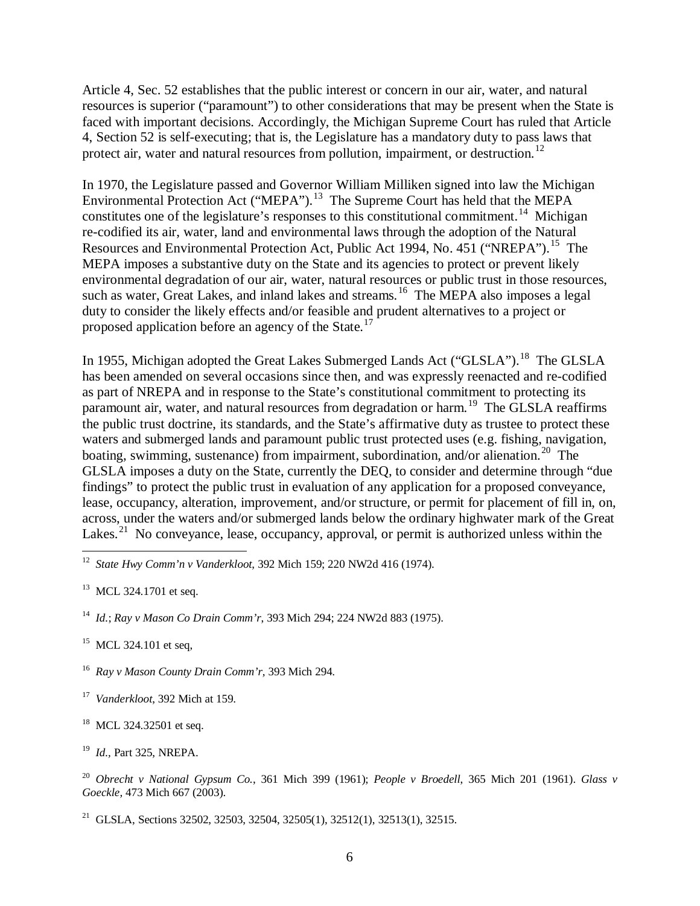Article 4, Sec. 52 establishes that the public interest or concern in our air, water, and natural resources is superior ("paramount") to other considerations that may be present when the State is faced with important decisions. Accordingly, the Michigan Supreme Court has ruled that Article 4, Section 52 is self-executing; that is, the Legislature has a mandatory duty to pass laws that protect air, water and natural resources from pollution, impairment, or destruction.[12]

In 1970, the Legislature passed and Governor William Milliken signed into law the Michigan Environmental Protection Act ("MEPA").[13] The Supreme Court has held that the MEPA constitutes one of the legislature's responses to this constitutional commitment.[14] Michigan re-codified its air, water, land and environmental laws through the adoption of the Natural Resources and Environmental Protection Act, Public Act 1994, No. 451 ("NREPA").[15] The MEPA imposes a substantive duty on the State and its agencies to protect or prevent likely environmental degradation of our air, water, natural resources or public trust in those resources, such as water, Great Lakes, and inland lakes and streams.[16] The MEPA also imposes a legal duty to consider the likely effects and/or feasible and prudent alternatives to a project or proposed application before an agency of the State.[17]

In 1955, Michigan adopted the Great Lakes Submerged Lands Act ("GLSLA").[18] The GLSLA has been amended on several occasions since then, and was expressly reenacted and re-codified as part of NREPA and in response to the State's constitutional commitment to protecting its paramount air, water, and natural resources from degradation or harm.[19] The GLSLA reaffirms the public trust doctrine, its standards, and the State's affirmative duty as trustee to protect these waters and submerged lands and paramount public trust protected uses (e.g. fishing, navigation, boating, swimming, sustenance) from impairment, subordination, and/or alienation.[20] The GLSLA imposes a duty on the State, currently the DEQ, to consider and determine through "due findings" to protect the public trust in evaluation of any application for a proposed conveyance, lease, occupancy, alteration, improvement, and/or structure, or permit for placement of fill in, on, across, under the waters and/or submerged lands below the ordinary highwater mark of the Great Lakes.[21] No conveyance, lease, occupancy, approval, or permit is authorized unless within the

---

[12] *State Hwy Comm'n v Vanderkloot*, 392 Mich 159; 220 NW2d 416 (1974).

[13] MCL 324.1701 et seq.

[14] *Id.*; *Ray v Mason Co Drain Comm'r*, 393 Mich 294; 224 NW2d 883 (1975).

[15] MCL 324.101 et seq,

[16] *Ray v Mason County Drain Comm'r*, 393 Mich 294.

[17] *Vanderkloot*, 392 Mich at 159.

[18] MCL 324.32501 et seq.

[19] *Id.*, Part 325, NREPA.

[20] *Obrecht v National Gypsum Co.*, 361 Mich 399 (1961); *People v Broedell*, 365 Mich 201 (1961). *Glass v Goeckle*, 473 Mich 667 (2003).

[21] GLSLA, Sections 32502, 32503, 32504, 32505(1), 32512(1), 32513(1), 32515.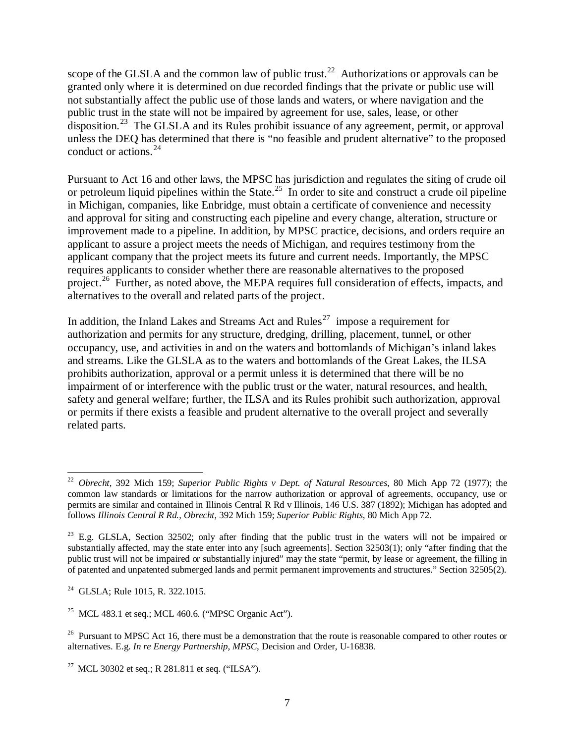scope of the GLSLA and the common law of public trust.[22] Authorizations or approvals can be granted only where it is determined on due recorded findings that the private or public use will not substantially affect the public use of those lands and waters, or where navigation and the public trust in the state will not be impaired by agreement for use, sales, lease, or other disposition.[23] The GLSLA and its Rules prohibit issuance of any agreement, permit, or approval unless the DEQ has determined that there is "no feasible and prudent alternative" to the proposed conduct or actions.[24]

Pursuant to Act 16 and other laws, the MPSC has jurisdiction and regulates the siting of crude oil or petroleum liquid pipelines within the State.[25] In order to site and construct a crude oil pipeline in Michigan, companies, like Enbridge, must obtain a certificate of convenience and necessity and approval for siting and constructing each pipeline and every change, alteration, structure or improvement made to a pipeline. In addition, by MPSC practice, decisions, and orders require an applicant to assure a project meets the needs of Michigan, and requires testimony from the applicant company that the project meets its future and current needs. Importantly, the MPSC requires applicants to consider whether there are reasonable alternatives to the proposed project.[26] Further, as noted above, the MEPA requires full consideration of effects, impacts, and alternatives to the overall and related parts of the project.

In addition, the Inland Lakes and Streams Act and Rules[27] impose a requirement for authorization and permits for any structure, dredging, drilling, placement, tunnel, or other occupancy, use, and activities in and on the waters and bottomlands of Michigan's inland lakes and streams. Like the GLSLA as to the waters and bottomlands of the Great Lakes, the ILSA prohibits authorization, approval or a permit unless it is determined that there will be no impairment of or interference with the public trust or the water, natural resources, and health, safety and general welfare; further, the ILSA and its Rules prohibit such authorization, approval or permits if there exists a feasible and prudent alternative to the overall project and severally related parts.

---

[22] *Obrecht*, 392 Mich 159; *Superior Public Rights v Dept. of Natural Resources*, 80 Mich App 72 (1977); the common law standards or limitations for the narrow authorization or approval of agreements, occupancy, use or permits are similar and contained in Illinois Central R Rd v Illinois, 146 U.S. 387 (1892); Michigan has adopted and follows *Illinois Central R Rd.*, *Obrecht*, 392 Mich 159; *Superior Public Rights*, 80 Mich App 72.

[23] E.g. GLSLA, Section 32502; only after finding that the public trust in the waters will not be impaired or substantially affected, may the state enter into any [such agreements]. Section 32503(1); only "after finding that the public trust will not be impaired or substantially injured" may the state "permit, by lease or agreement, the filling in of patented and unpatented submerged lands and permit permanent improvements and structures." Section 32505(2).

[24] GLSLA; Rule 1015, R. 322.1015.

[25] MCL 483.1 et seq.; MCL 460.6. ("MPSC Organic Act").

[26] Pursuant to MPSC Act 16, there must be a demonstration that the route is reasonable compared to other routes or alternatives. E.g. *In re Energy Partnership*, *MPSC*, Decision and Order, U-16838.

[27] MCL 30302 et seq.; R 281.811 et seq. ("ILSA").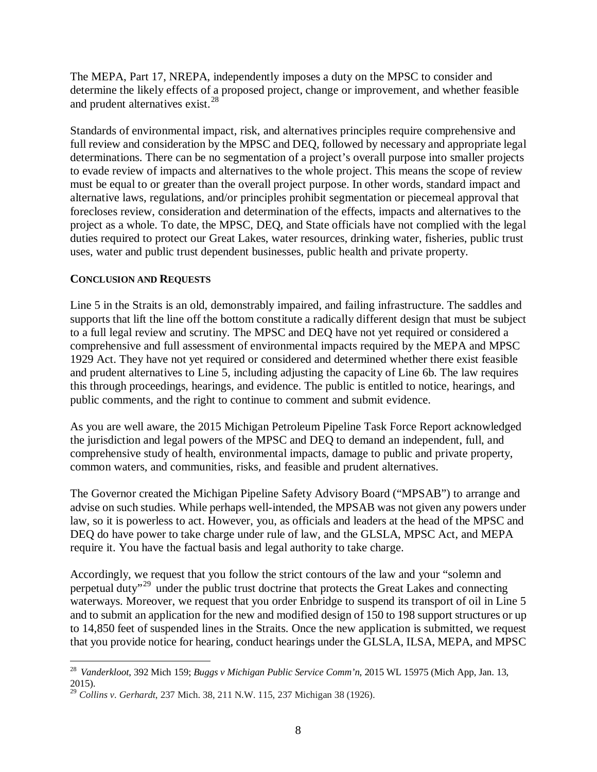The MEPA, Part 17, NREPA, independently imposes a duty on the MPSC to consider and determine the likely effects of a proposed project, change or improvement, and whether feasible and prudent alternatives exist.[28]

Standards of environmental impact, risk, and alternatives principles require comprehensive and full review and consideration by the MPSC and DEQ, followed by necessary and appropriate legal determinations. There can be no segmentation of a project's overall purpose into smaller projects to evade review of impacts and alternatives to the whole project. This means the scope of review must be equal to or greater than the overall project purpose. In other words, standard impact and alternative laws, regulations, and/or principles prohibit segmentation or piecemeal approval that forecloses review, consideration and determination of the effects, impacts and alternatives to the project as a whole. To date, the MPSC, DEQ, and State officials have not complied with the legal duties required to protect our Great Lakes, water resources, drinking water, fisheries, public trust uses, water and public trust dependent businesses, public health and private property.

**CONCLUSION AND REQUESTS**

Line 5 in the Straits is an old, demonstrably impaired, and failing infrastructure. The saddles and supports that lift the line off the bottom constitute a radically different design that must be subject to a full legal review and scrutiny. The MPSC and DEQ have not yet required or considered a comprehensive and full assessment of environmental impacts required by the MEPA and MPSC 1929 Act. They have not yet required or considered and determined whether there exist feasible and prudent alternatives to Line 5, including adjusting the capacity of Line 6b. The law requires this through proceedings, hearings, and evidence. The public is entitled to notice, hearings, and public comments, and the right to continue to comment and submit evidence.

As you are well aware, the 2015 Michigan Petroleum Pipeline Task Force Report acknowledged the jurisdiction and legal powers of the MPSC and DEQ to demand an independent, full, and comprehensive study of health, environmental impacts, damage to public and private property, common waters, and communities, risks, and feasible and prudent alternatives.

The Governor created the Michigan Pipeline Safety Advisory Board ("MPSAB") to arrange and advise on such studies. While perhaps well-intended, the MPSAB was not given any powers under law, so it is powerless to act. However, you, as officials and leaders at the head of the MPSC and DEQ do have power to take charge under rule of law, and the GLSLA, MPSC Act, and MEPA require it. You have the factual basis and legal authority to take charge.

Accordingly, we request that you follow the strict contours of the law and your "solemn and perpetual duty"[29] under the public trust doctrine that protects the Great Lakes and connecting waterways. Moreover, we request that you order Enbridge to suspend its transport of oil in Line 5 and to submit an application for the new and modified design of 150 to 198 support structures or up to 14,850 feet of suspended lines in the Straits. Once the new application is submitted, we request that you provide notice for hearing, conduct hearings under the GLSLA, ILSA, MEPA, and MPSC

---

[28] *Vanderkloot*, 392 Mich 159; *Buggs v Michigan Public Service Comm'n*, 2015 WL 15975 (Mich App, Jan. 13, 2015).

[29] *Collins v. Gerhardt*, 237 Mich. 38, 211 N.W. 115, 237 Michigan 38 (1926).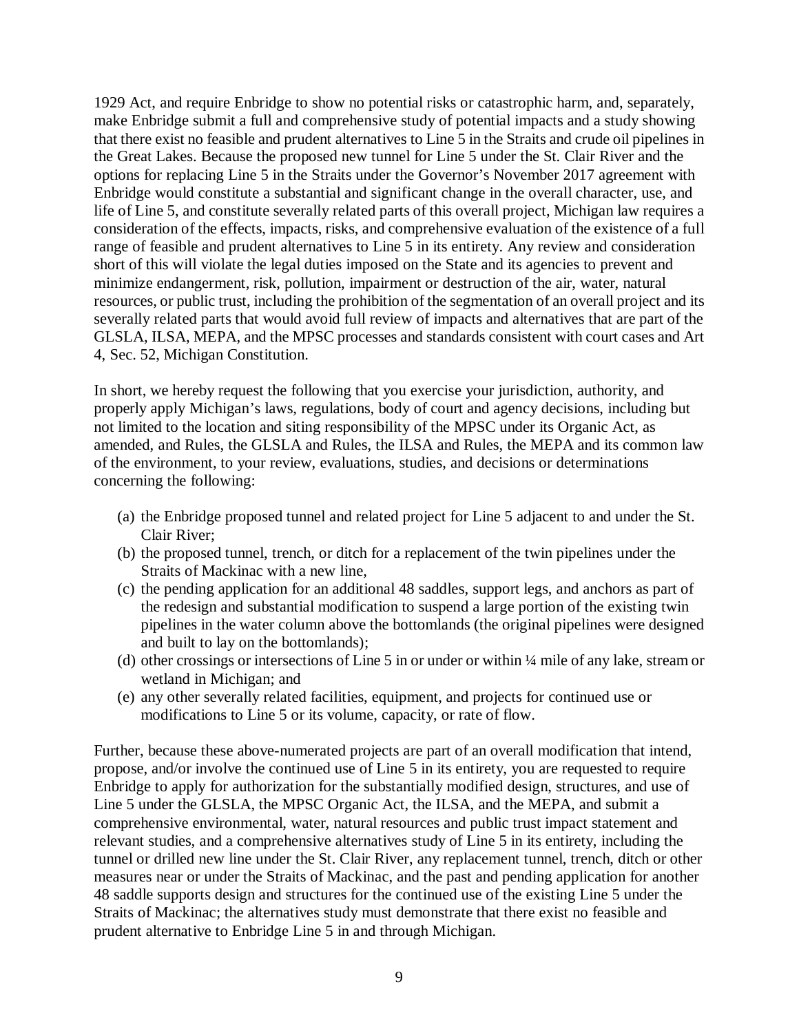1929 Act, and require Enbridge to show no potential risks or catastrophic harm, and, separately, make Enbridge submit a full and comprehensive study of potential impacts and a study showing that there exist no feasible and prudent alternatives to Line 5 in the Straits and crude oil pipelines in the Great Lakes. Because the proposed new tunnel for Line 5 under the St. Clair River and the options for replacing Line 5 in the Straits under the Governor's November 2017 agreement with Enbridge would constitute a substantial and significant change in the overall character, use, and life of Line 5, and constitute severally related parts of this overall project, Michigan law requires a consideration of the effects, impacts, risks, and comprehensive evaluation of the existence of a full range of feasible and prudent alternatives to Line 5 in its entirety. Any review and consideration short of this will violate the legal duties imposed on the State and its agencies to prevent and minimize endangerment, risk, pollution, impairment or destruction of the air, water, natural resources, or public trust, including the prohibition of the segmentation of an overall project and its severally related parts that would avoid full review of impacts and alternatives that are part of the GLSLA, ILSA, MEPA, and the MPSC processes and standards consistent with court cases and Art 4, Sec. 52, Michigan Constitution.

In short, we hereby request the following that you exercise your jurisdiction, authority, and properly apply Michigan's laws, regulations, body of court and agency decisions, including but not limited to the location and siting responsibility of the MPSC under its Organic Act, as amended, and Rules, the GLSLA and Rules, the ILSA and Rules, the MEPA and its common law of the environment, to your review, evaluations, studies, and decisions or determinations concerning the following:

(a) the Enbridge proposed tunnel and related project for Line 5 adjacent to and under the St. Clair River;
(b) the proposed tunnel, trench, or ditch for a replacement of the twin pipelines under the Straits of Mackinac with a new line,
(c) the pending application for an additional 48 saddles, support legs, and anchors as part of the redesign and substantial modification to suspend a large portion of the existing twin pipelines in the water column above the bottomlands (the original pipelines were designed and built to lay on the bottomlands);
(d) other crossings or intersections of Line 5 in or under or within ¼ mile of any lake, stream or wetland in Michigan; and
(e) any other severally related facilities, equipment, and projects for continued use or modifications to Line 5 or its volume, capacity, or rate of flow.

Further, because these above-numerated projects are part of an overall modification that intend, propose, and/or involve the continued use of Line 5 in its entirety, you are requested to require Enbridge to apply for authorization for the substantially modified design, structures, and use of Line 5 under the GLSLA, the MPSC Organic Act, the ILSA, and the MEPA, and submit a comprehensive environmental, water, natural resources and public trust impact statement and relevant studies, and a comprehensive alternatives study of Line 5 in its entirety, including the tunnel or drilled new line under the St. Clair River, any replacement tunnel, trench, ditch or other measures near or under the Straits of Mackinac, and the past and pending application for another 48 saddle supports design and structures for the continued use of the existing Line 5 under the Straits of Mackinac; the alternatives study must demonstrate that there exist no feasible and prudent alternative to Enbridge Line 5 in and through Michigan.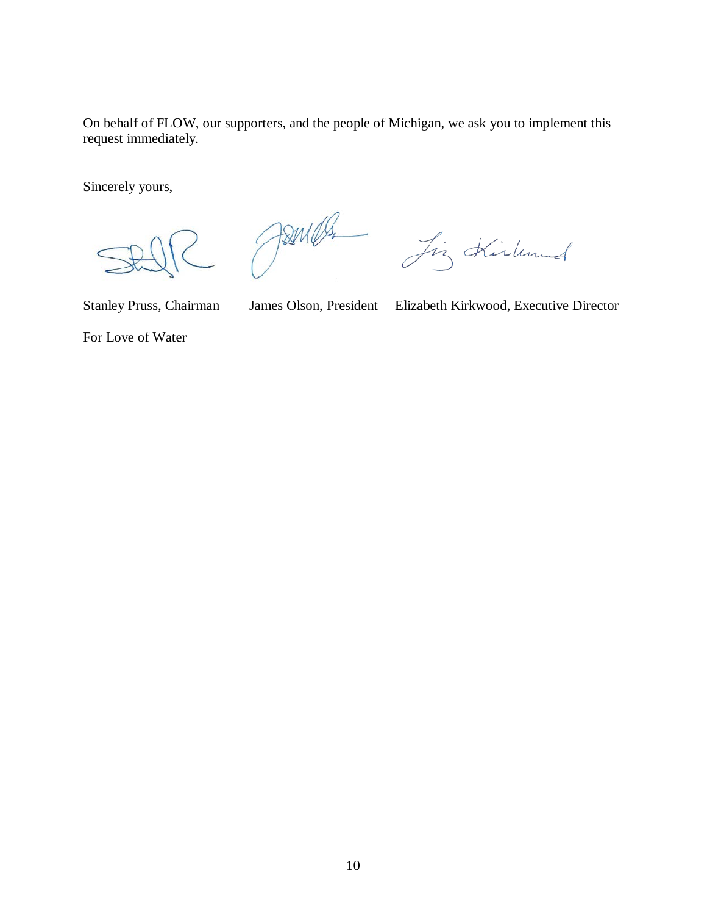On behalf of FLOW, our supporters, and the people of Michigan, we ask you to implement this request immediately.

Sincerely yours,

Stanley Pruss, Chairman James Olson, President Elizabeth Kirkwood, Executive Director

For Love of Water